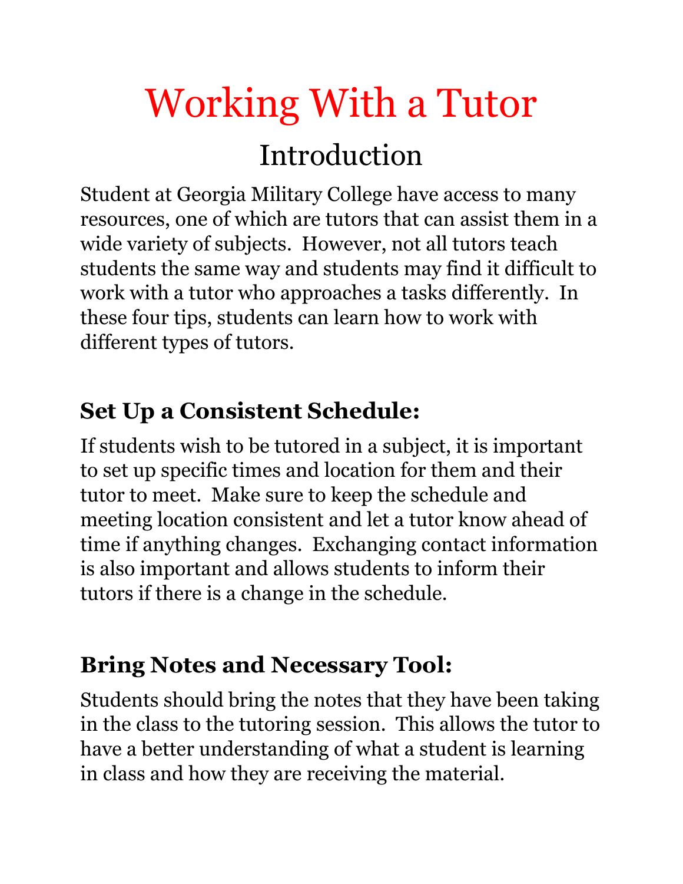# Working With a Tutor

## Introduction

Student at Georgia Military College have access to many resources, one of which are tutors that can assist them in a wide variety of subjects. However, not all tutors teach students the same way and students may find it difficult to work with a tutor who approaches a tasks differently. In these four tips, students can learn how to work with different types of tutors.

### Set Up a Consistent Schedule:

If students wish to be tutored in a subject, it is important to set up specific times and location for them and their tutor to meet. Make sure to keep the schedule and meeting location consistent and let a tutor know ahead of time if anything changes. Exchanging contact information is also important and allows students to inform their tutors if there is a change in the schedule.

### Bring Notes and Necessary Tool:

Students should bring the notes that they have been taking in the class to the tutoring session. This allows the tutor to have a better understanding of what a student is learning in class and how they are receiving the material.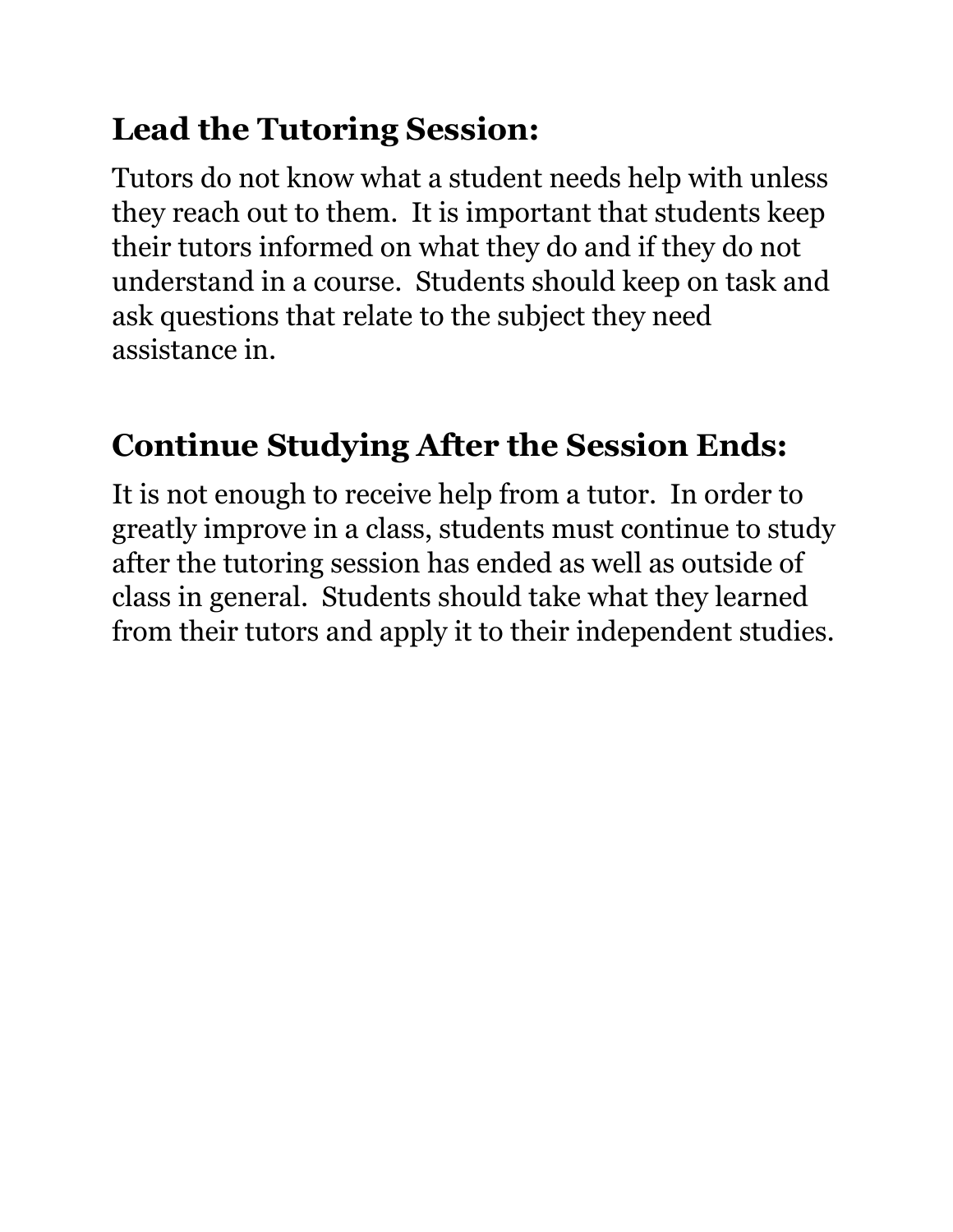## Lead the Tutoring Session:

Tutors do not know what a student needs help with unless they reach out to them. It is important that students keep their tutors informed on what they do and if they do not understand in a course. Students should keep on task and ask questions that relate to the subject they need assistance in.

## Continue Studying After the Session Ends:

It is not enough to receive help from a tutor. In order to greatly improve in a class, students must continue to study after the tutoring session has ended as well as outside of class in general. Students should take what they learned from their tutors and apply it to their independent studies.